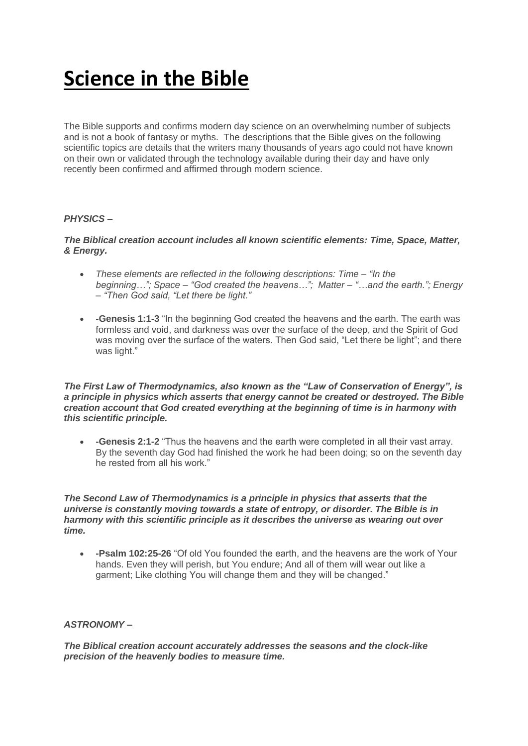# Science in the Bible

The Bible supports and confirms modern day science on an overwhelming number of subjects and is not a book of fantasy or myths. The descriptions that the Bible gives on the following scientific topics are details that the writers many thousands of years ago could not have known on their own or validated through the technology available during their day and have only recently been confirmed and affirmed through modern science.

***PHYSICS –***

***The Biblical creation account includes all known scientific elements: Time, Space, Matter, & Energy.***

- *These elements are reflected in the following descriptions: Time – "In the beginning…"; Space – "God created the heavens…"; Matter – "…and the earth."; Energy – "Then God said, "Let there be light."*
- **-Genesis 1:1-3** "In the beginning God created the heavens and the earth. The earth was formless and void, and darkness was over the surface of the deep, and the Spirit of God was moving over the surface of the waters. Then God said, "Let there be light"; and there was light."

***The First Law of Thermodynamics, also known as the "Law of Conservation of Energy", is a principle in physics which asserts that energy cannot be created or destroyed. The Bible creation account that God created everything at the beginning of time is in harmony with this scientific principle.***

- **-Genesis 2:1-2** "Thus the heavens and the earth were completed in all their vast array. By the seventh day God had finished the work he had been doing; so on the seventh day he rested from all his work."

***The Second Law of Thermodynamics is a principle in physics that asserts that the universe is constantly moving towards a state of entropy, or disorder. The Bible is in harmony with this scientific principle as it describes the universe as wearing out over time.***

- **-Psalm 102:25-26** "Of old You founded the earth, and the heavens are the work of Your hands. Even they will perish, but You endure; And all of them will wear out like a garment; Like clothing You will change them and they will be changed."

***ASTRONOMY –***

***The Biblical creation account accurately addresses the seasons and the clock-like precision of the heavenly bodies to measure time.***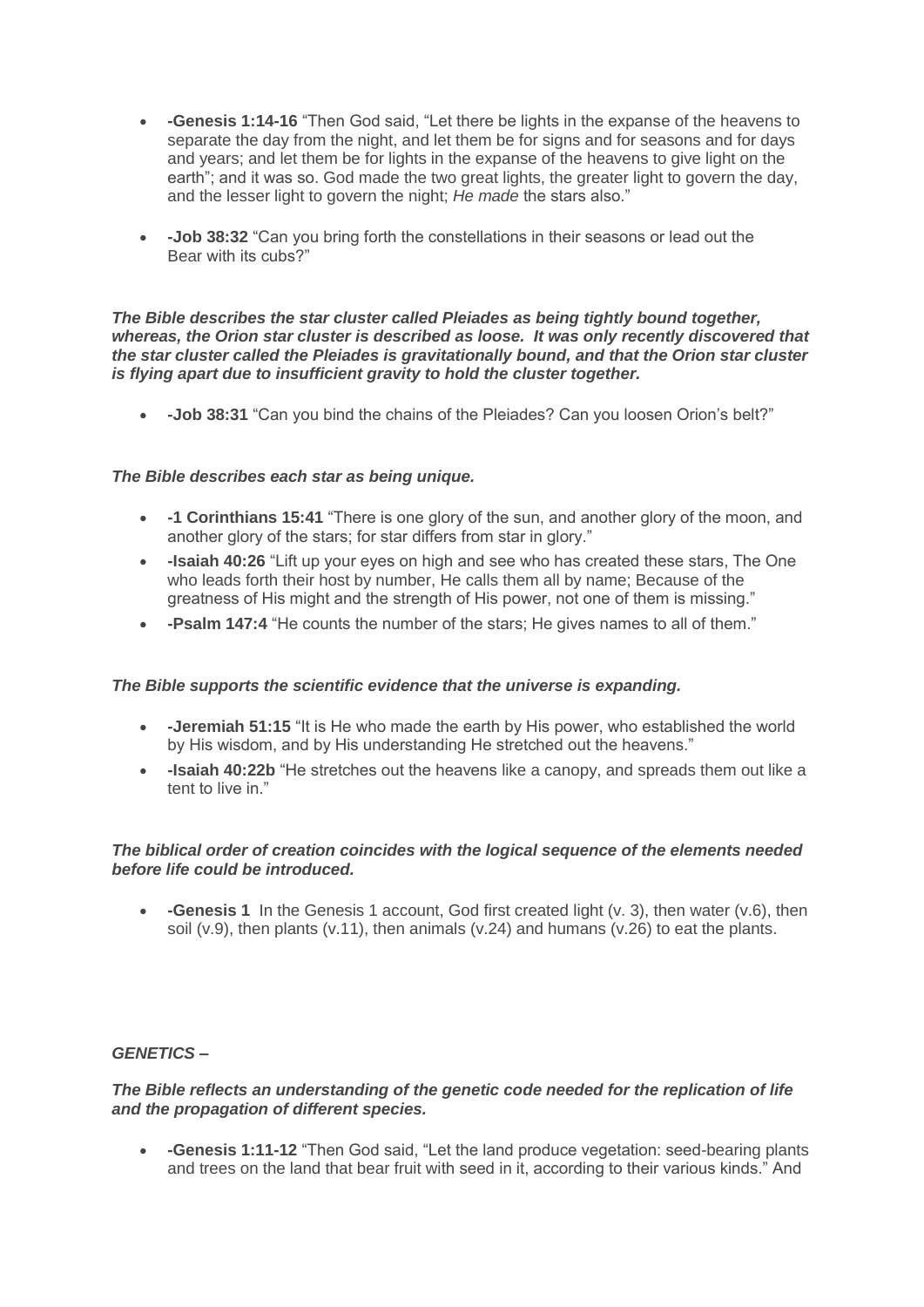- **-Genesis 1:14-16** "Then God said, "Let there be lights in the expanse of the heavens to separate the day from the night, and let them be for signs and for seasons and for days and years; and let them be for lights in the expanse of the heavens to give light on the earth"; and it was so. God made the two great lights, the greater light to govern the day, and the lesser light to govern the night; *He made* the stars also."
- **-Job 38:32** "Can you bring forth the constellations in their seasons or lead out the Bear with its cubs?"

***The Bible describes the star cluster called Pleiades as being tightly bound together, whereas, the Orion star cluster is described as loose. It was only recently discovered that the star cluster called the Pleiades is gravitationally bound, and that the Orion star cluster is flying apart due to insufficient gravity to hold the cluster together.***

- **-Job 38:31** "Can you bind the chains of the Pleiades? Can you loosen Orion's belt?"

***The Bible describes each star as being unique.***

- **-1 Corinthians 15:41** "There is one glory of the sun, and another glory of the moon, and another glory of the stars; for star differs from star in glory."
- **-Isaiah 40:26** "Lift up your eyes on high and see who has created these stars, The One who leads forth their host by number, He calls them all by name; Because of the greatness of His might and the strength of His power, not one of them is missing."
- **-Psalm 147:4** "He counts the number of the stars; He gives names to all of them."

***The Bible supports the scientific evidence that the universe is expanding.***

- **-Jeremiah 51:15** "It is He who made the earth by His power, who established the world by His wisdom, and by His understanding He stretched out the heavens."
- **-Isaiah 40:22b** "He stretches out the heavens like a canopy, and spreads them out like a tent to live in."

***The biblical order of creation coincides with the logical sequence of the elements needed before life could be introduced.***

- **-Genesis 1** In the Genesis 1 account, God first created light (v. 3), then water (v.6), then soil (v.9), then plants (v.11), then animals (v.24) and humans (v.26) to eat the plants.

***GENETICS –***

***The Bible reflects an understanding of the genetic code needed for the replication of life and the propagation of different species.***

- **-Genesis 1:11-12** "Then God said, "Let the land produce vegetation: seed-bearing plants and trees on the land that bear fruit with seed in it, according to their various kinds." And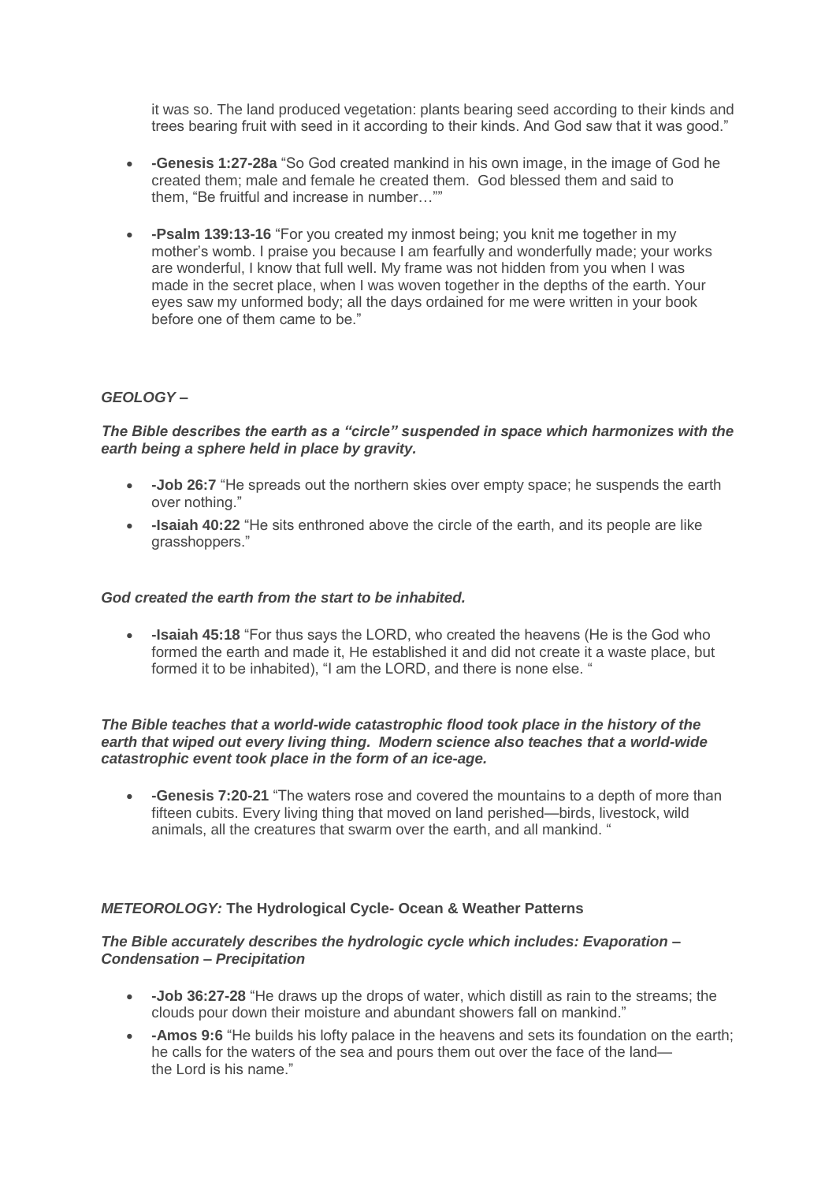it was so. The land produced vegetation: plants bearing seed according to their kinds and trees bearing fruit with seed in it according to their kinds. And God saw that it was good."

- **-Genesis 1:27-28a** "So God created mankind in his own image, in the image of God he created them; male and female he created them. God blessed them and said to them, "Be fruitful and increase in number…""

- **-Psalm 139:13-16** "For you created my inmost being; you knit me together in my mother's womb. I praise you because I am fearfully and wonderfully made; your works are wonderful, I know that full well. My frame was not hidden from you when I was made in the secret place, when I was woven together in the depths of the earth. Your eyes saw my unformed body; all the days ordained for me were written in your book before one of them came to be."

***GEOLOGY –***

***The Bible describes the earth as a "circle" suspended in space which harmonizes with the earth being a sphere held in place by gravity.***

- **-Job 26:7** "He spreads out the northern skies over empty space; he suspends the earth over nothing."
- **-Isaiah 40:22** "He sits enthroned above the circle of the earth, and its people are like grasshoppers."

***God created the earth from the start to be inhabited.***

- **-Isaiah 45:18** "For thus says the LORD, who created the heavens (He is the God who formed the earth and made it, He established it and did not create it a waste place, but formed it to be inhabited), "I am the LORD, and there is none else. "

***The Bible teaches that a world-wide catastrophic flood took place in the history of the earth that wiped out every living thing. Modern science also teaches that a world-wide catastrophic event took place in the form of an ice-age.***

- **-Genesis 7:20-21** "The waters rose and covered the mountains to a depth of more than fifteen cubits. Every living thing that moved on land perished—birds, livestock, wild animals, all the creatures that swarm over the earth, and all mankind. "

***METEOROLOGY:*** **The Hydrological Cycle- Ocean & Weather Patterns**

***The Bible accurately describes the hydrologic cycle which includes: Evaporation – Condensation – Precipitation***

- **-Job 36:27-28** "He draws up the drops of water, which distill as rain to the streams; the clouds pour down their moisture and abundant showers fall on mankind."
- **-Amos 9:6** "He builds his lofty palace in the heavens and sets its foundation on the earth; he calls for the waters of the sea and pours them out over the face of the land— the Lord is his name."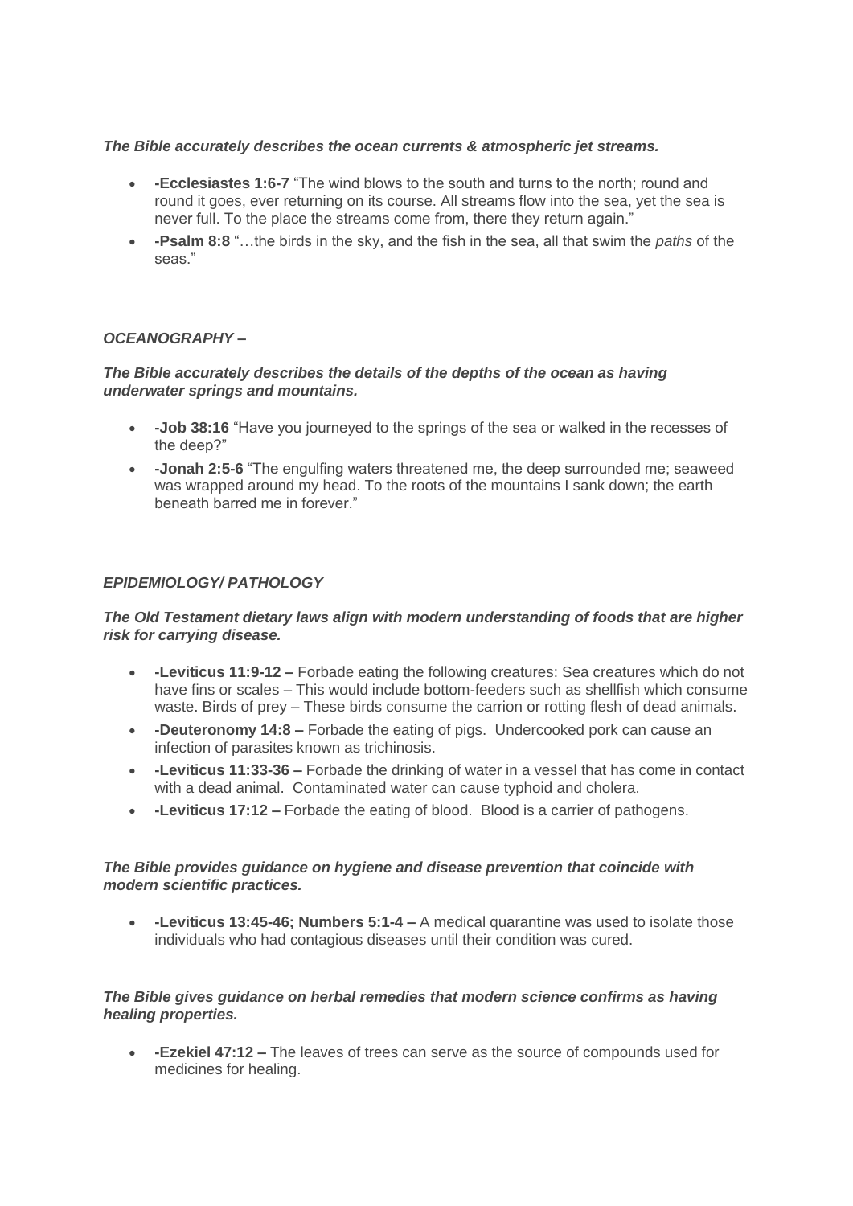***The Bible accurately describes the ocean currents & atmospheric jet streams.***

- **-Ecclesiastes 1:6-7** "The wind blows to the south and turns to the north; round and round it goes, ever returning on its course. All streams flow into the sea, yet the sea is never full. To the place the streams come from, there they return again."
- **-Psalm 8:8** "…the birds in the sky, and the fish in the sea, all that swim the *paths* of the seas."

***OCEANOGRAPHY –***

***The Bible accurately describes the details of the depths of the ocean as having underwater springs and mountains.***

- **-Job 38:16** "Have you journeyed to the springs of the sea or walked in the recesses of the deep?"
- **-Jonah 2:5-6** "The engulfing waters threatened me, the deep surrounded me; seaweed was wrapped around my head. To the roots of the mountains I sank down; the earth beneath barred me in forever."

***EPIDEMIOLOGY/ PATHOLOGY***

***The Old Testament dietary laws align with modern understanding of foods that are higher risk for carrying disease.***

- **-Leviticus 11:9-12 –** Forbade eating the following creatures: Sea creatures which do not have fins or scales – This would include bottom-feeders such as shellfish which consume waste. Birds of prey – These birds consume the carrion or rotting flesh of dead animals.
- **-Deuteronomy 14:8 –** Forbade the eating of pigs. Undercooked pork can cause an infection of parasites known as trichinosis.
- **-Leviticus 11:33-36 –** Forbade the drinking of water in a vessel that has come in contact with a dead animal. Contaminated water can cause typhoid and cholera.
- **-Leviticus 17:12 –** Forbade the eating of blood. Blood is a carrier of pathogens.

***The Bible provides guidance on hygiene and disease prevention that coincide with modern scientific practices.***

- **-Leviticus 13:45-46; Numbers 5:1-4 –** A medical quarantine was used to isolate those individuals who had contagious diseases until their condition was cured.

***The Bible gives guidance on herbal remedies that modern science confirms as having healing properties.***

- **-Ezekiel 47:12 –** The leaves of trees can serve as the source of compounds used for medicines for healing.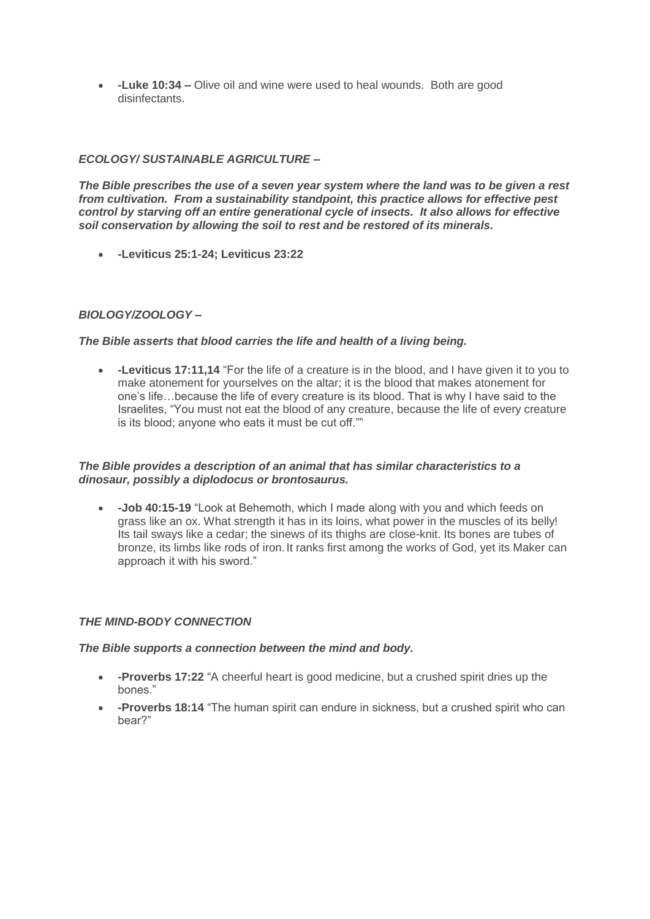- **-Luke 10:34 –** Olive oil and wine were used to heal wounds. Both are good disinfectants.

***ECOLOGY/ SUSTAINABLE AGRICULTURE –***

***The Bible prescribes the use of a seven year system where the land was to be given a rest from cultivation. From a sustainability standpoint, this practice allows for effective pest control by starving off an entire generational cycle of insects. It also allows for effective soil conservation by allowing the soil to rest and be restored of its minerals.***

- **-Leviticus 25:1-24; Leviticus 23:22**

***BIOLOGY/ZOOLOGY –***

***The Bible asserts that blood carries the life and health of a living being.***

- **-Leviticus 17:11,14** "For the life of a creature is in the blood, and I have given it to you to make atonement for yourselves on the altar; it is the blood that makes atonement for one's life…because the life of every creature is its blood. That is why I have said to the Israelites, "You must not eat the blood of any creature, because the life of every creature is its blood; anyone who eats it must be cut off.""

***The Bible provides a description of an animal that has similar characteristics to a dinosaur, possibly a diplodocus or brontosaurus.***

- **-Job 40:15-19** "Look at Behemoth, which I made along with you and which feeds on grass like an ox. What strength it has in its loins, what power in the muscles of its belly! Its tail sways like a cedar; the sinews of its thighs are close-knit. Its bones are tubes of bronze, its limbs like rods of iron. It ranks first among the works of God, yet its Maker can approach it with his sword."

***THE MIND-BODY CONNECTION***

***The Bible supports a connection between the mind and body.***

- **-Proverbs 17:22** "A cheerful heart is good medicine, but a crushed spirit dries up the bones."
- **-Proverbs 18:14** "The human spirit can endure in sickness, but a crushed spirit who can bear?"